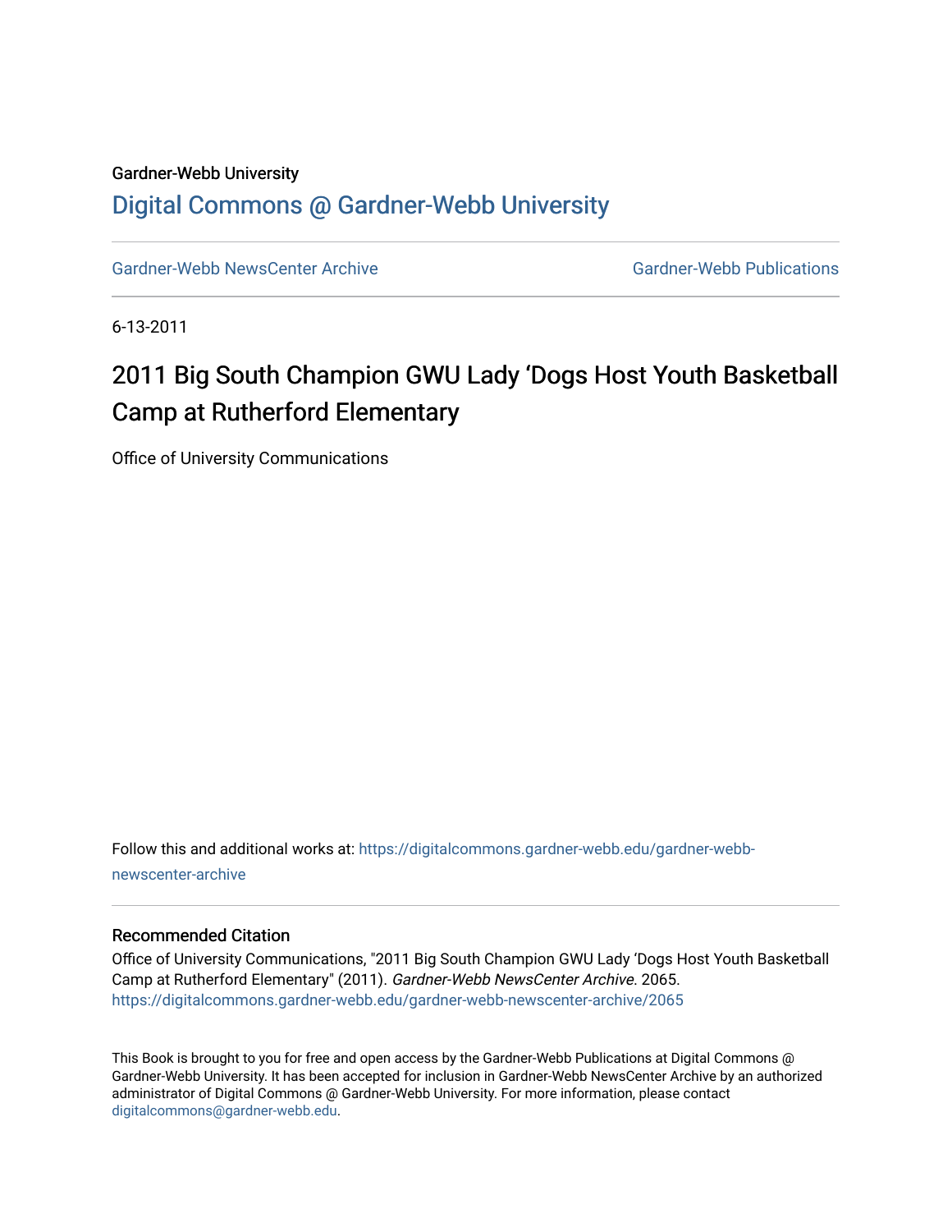Gardner-Webb University

# Digital Commons @ Gardner-Webb University

Gardner-Webb NewsCenter Archive

Gardner-Webb Publications

6-13-2011

# 2011 Big South Champion GWU Lady 'Dogs Host Youth Basketball Camp at Rutherford Elementary

Office of University Communications

Follow this and additional works at: https://digitalcommons.gardner-webb.edu/gardner-webb-newscenter-archive

## Recommended Citation

Office of University Communications, "2011 Big South Champion GWU Lady 'Dogs Host Youth Basketball Camp at Rutherford Elementary" (2011). *Gardner-Webb NewsCenter Archive*. 2065.
https://digitalcommons.gardner-webb.edu/gardner-webb-newscenter-archive/2065

This Book is brought to you for free and open access by the Gardner-Webb Publications at Digital Commons @ Gardner-Webb University. It has been accepted for inclusion in Gardner-Webb NewsCenter Archive by an authorized administrator of Digital Commons @ Gardner-Webb University. For more information, please contact digitalcommons@gardner-webb.edu.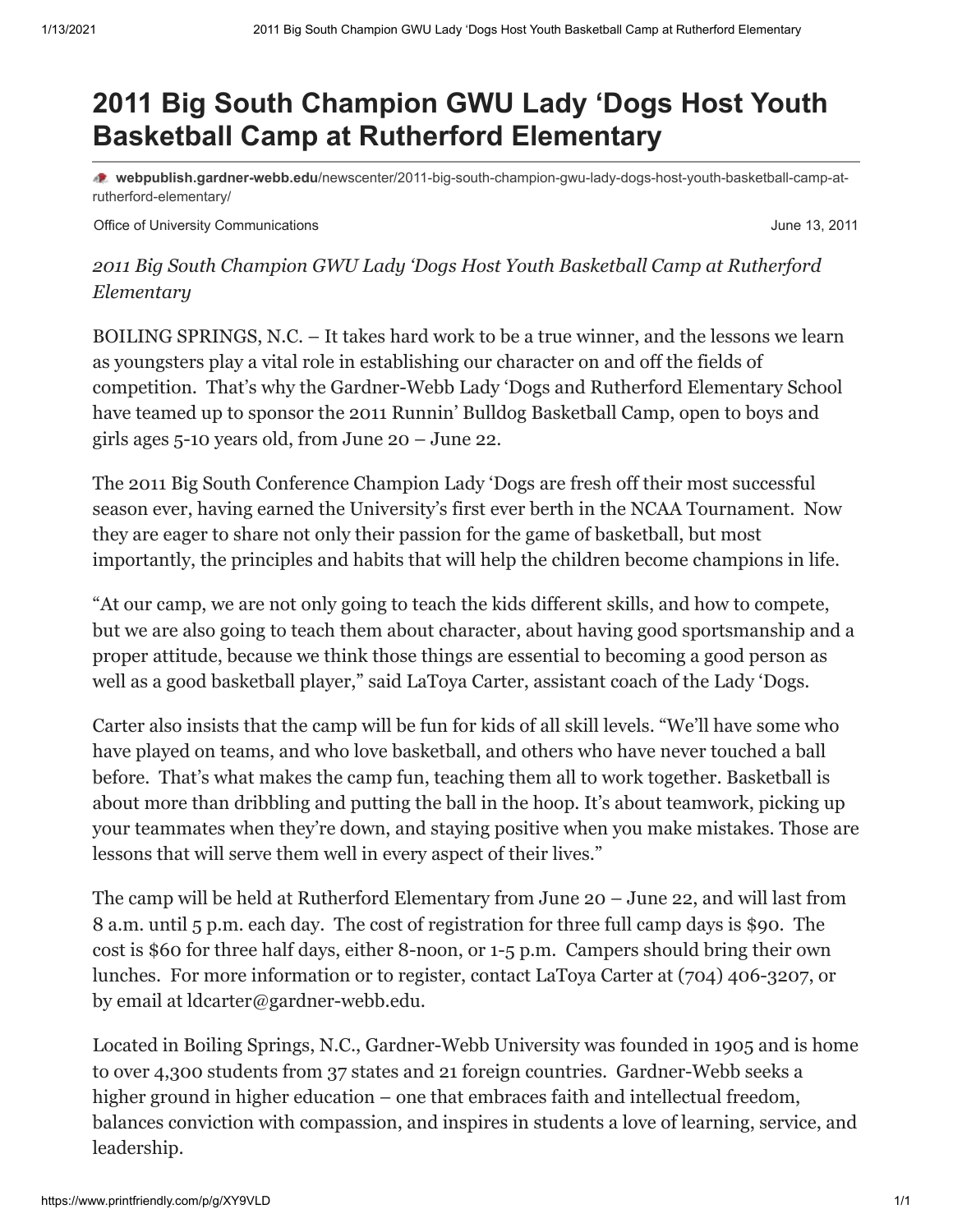# 2011 Big South Champion GWU Lady 'Dogs Host Youth Basketball Camp at Rutherford Elementary

**webpublish.gardner-webb.edu**/newscenter/2011-big-south-champion-gwu-lady-dogs-host-youth-basketball-camp-at-rutherford-elementary/

Office of University Communications June 13, 2011

*2011 Big South Champion GWU Lady 'Dogs Host Youth Basketball Camp at Rutherford Elementary*

BOILING SPRINGS, N.C. – It takes hard work to be a true winner, and the lessons we learn as youngsters play a vital role in establishing our character on and off the fields of competition. That's why the Gardner-Webb Lady 'Dogs and Rutherford Elementary School have teamed up to sponsor the 2011 Runnin' Bulldog Basketball Camp, open to boys and girls ages 5-10 years old, from June 20 – June 22.

The 2011 Big South Conference Champion Lady 'Dogs are fresh off their most successful season ever, having earned the University's first ever berth in the NCAA Tournament. Now they are eager to share not only their passion for the game of basketball, but most importantly, the principles and habits that will help the children become champions in life.

"At our camp, we are not only going to teach the kids different skills, and how to compete, but we are also going to teach them about character, about having good sportsmanship and a proper attitude, because we think those things are essential to becoming a good person as well as a good basketball player," said LaToya Carter, assistant coach of the Lady 'Dogs.

Carter also insists that the camp will be fun for kids of all skill levels. "We'll have some who have played on teams, and who love basketball, and others who have never touched a ball before. That's what makes the camp fun, teaching them all to work together. Basketball is about more than dribbling and putting the ball in the hoop. It's about teamwork, picking up your teammates when they're down, and staying positive when you make mistakes. Those are lessons that will serve them well in every aspect of their lives."

The camp will be held at Rutherford Elementary from June 20 – June 22, and will last from 8 a.m. until 5 p.m. each day. The cost of registration for three full camp days is $90. The cost is $60 for three half days, either 8-noon, or 1-5 p.m. Campers should bring their own lunches. For more information or to register, contact LaToya Carter at (704) 406-3207, or by email at ldcarter@gardner-webb.edu.

Located in Boiling Springs, N.C., Gardner-Webb University was founded in 1905 and is home to over 4,300 students from 37 states and 21 foreign countries. Gardner-Webb seeks a higher ground in higher education – one that embraces faith and intellectual freedom, balances conviction with compassion, and inspires in students a love of learning, service, and leadership.